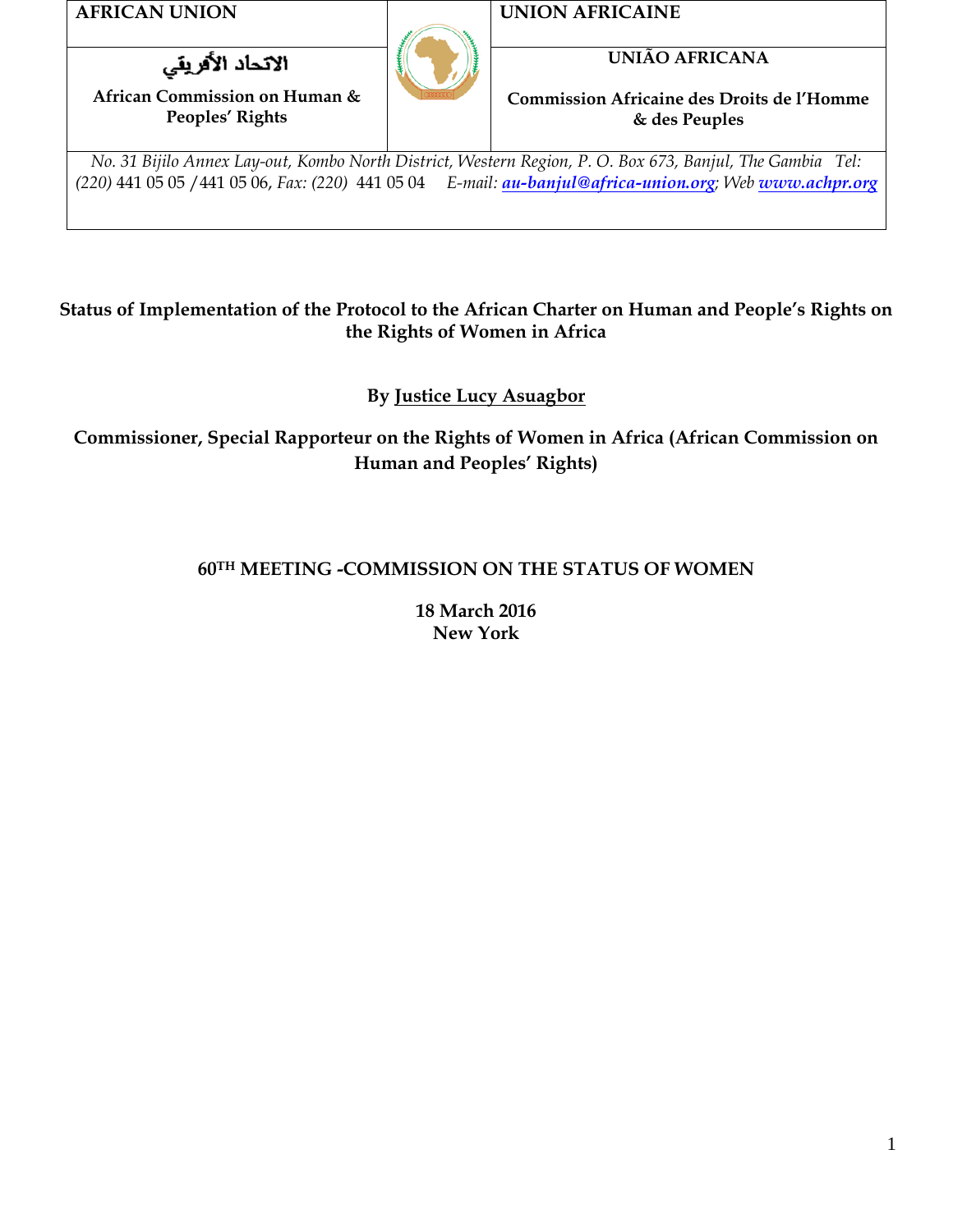| AFRICAN UNION | | UNION AFRICAINE |
|---|---|---|
| الاتحاد الأفريقي<br><br>**African Commission on Human & Peoples' Rights** | | **UNIÃO AFRICANA**<br><br>**Commission Africaine des Droits de l'Homme & des Peuples** |

*No. 31 Bijilo Annex Lay-out, Kombo North District, Western Region, P. O. Box 673, Banjul, The Gambia Tel: (220)* 441 05 05 /441 05 06, *Fax: (220)* 441 05 04 *E-mail:* ***au-banjul@africa-union.org****; Web* ***www.achpr.org***

# Status of Implementation of the Protocol to the African Charter on Human and People's Rights on the Rights of Women in Africa

**By Justice Lucy Asuagbor**

**Commissioner, Special Rapporteur on the Rights of Women in Africa (African Commission on Human and Peoples' Rights)**

**60TH MEETING -COMMISSION ON THE STATUS OF WOMEN**

**18 March 2016**
**New York**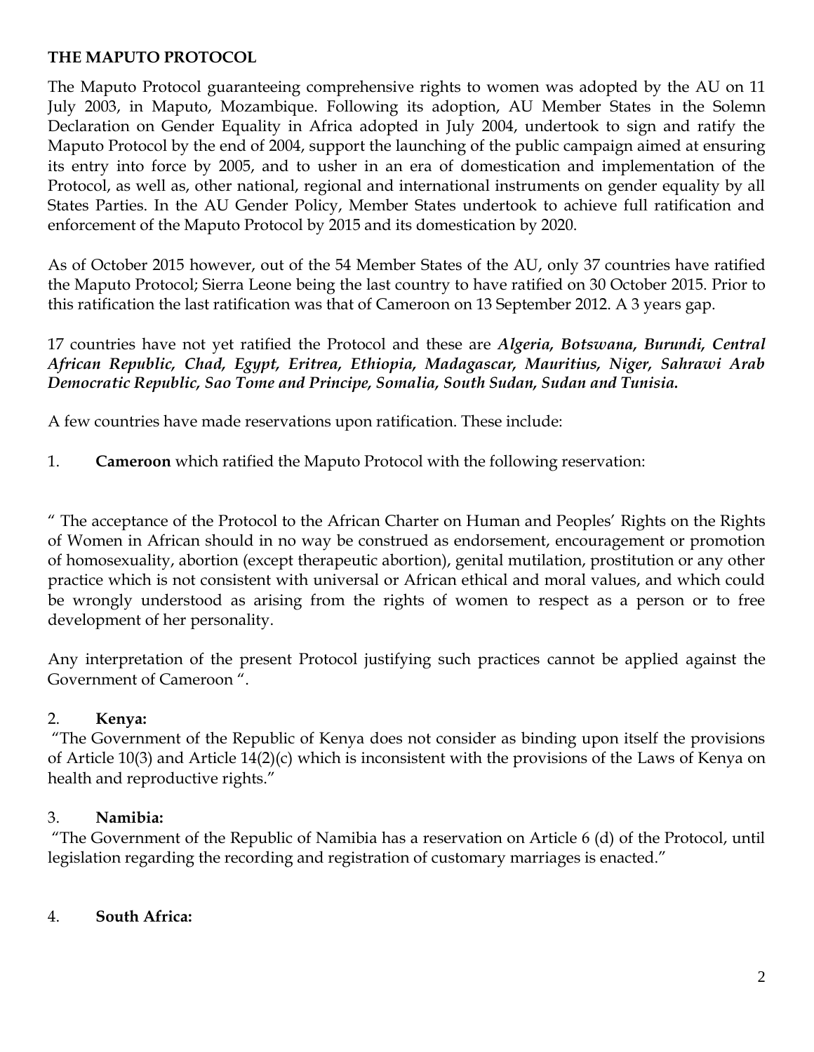**THE MAPUTO PROTOCOL**

The Maputo Protocol guaranteeing comprehensive rights to women was adopted by the AU on 11 July 2003, in Maputo, Mozambique. Following its adoption, AU Member States in the Solemn Declaration on Gender Equality in Africa adopted in July 2004, undertook to sign and ratify the Maputo Protocol by the end of 2004, support the launching of the public campaign aimed at ensuring its entry into force by 2005, and to usher in an era of domestication and implementation of the Protocol, as well as, other national, regional and international instruments on gender equality by all States Parties. In the AU Gender Policy, Member States undertook to achieve full ratification and enforcement of the Maputo Protocol by 2015 and its domestication by 2020.

As of October 2015 however, out of the 54 Member States of the AU, only 37 countries have ratified the Maputo Protocol; Sierra Leone being the last country to have ratified on 30 October 2015. Prior to this ratification the last ratification was that of Cameroon on 13 September 2012. A 3 years gap.

17 countries have not yet ratified the Protocol and these are ***Algeria, Botswana, Burundi, Central African Republic, Chad, Egypt, Eritrea, Ethiopia, Madagascar, Mauritius, Niger, Sahrawi Arab Democratic Republic, Sao Tome and Principe, Somalia, South Sudan, Sudan and Tunisia.***

A few countries have made reservations upon ratification. These include:

1. **Cameroon** which ratified the Maputo Protocol with the following reservation:

" The acceptance of the Protocol to the African Charter on Human and Peoples' Rights on the Rights of Women in African should in no way be construed as endorsement, encouragement or promotion of homosexuality, abortion (except therapeutic abortion), genital mutilation, prostitution or any other practice which is not consistent with universal or African ethical and moral values, and which could be wrongly understood as arising from the rights of women to respect as a person or to free development of her personality.

Any interpretation of the present Protocol justifying such practices cannot be applied against the Government of Cameroon ".

2. **Kenya:**

"The Government of the Republic of Kenya does not consider as binding upon itself the provisions of Article 10(3) and Article 14(2)(c) which is inconsistent with the provisions of the Laws of Kenya on health and reproductive rights."

3. **Namibia:**

"The Government of the Republic of Namibia has a reservation on Article 6 (d) of the Protocol, until legislation regarding the recording and registration of customary marriages is enacted."

4. **South Africa:**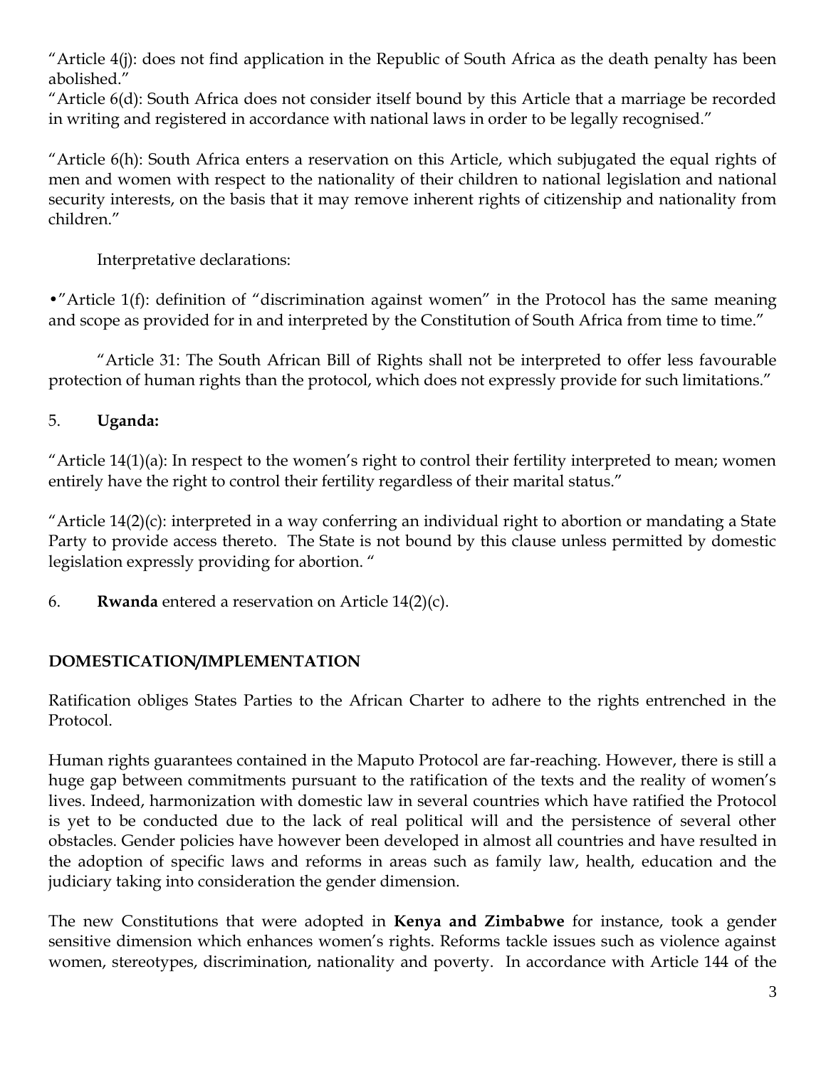"Article 4(j): does not find application in the Republic of South Africa as the death penalty has been abolished."

"Article 6(d): South Africa does not consider itself bound by this Article that a marriage be recorded in writing and registered in accordance with national laws in order to be legally recognised."

"Article 6(h): South Africa enters a reservation on this Article, which subjugated the equal rights of men and women with respect to the nationality of their children to national legislation and national security interests, on the basis that it may remove inherent rights of citizenship and nationality from children."

Interpretative declarations:

• "Article 1(f): definition of "discrimination against women" in the Protocol has the same meaning and scope as provided for in and interpreted by the Constitution of South Africa from time to time."

"Article 31: The South African Bill of Rights shall not be interpreted to offer less favourable protection of human rights than the protocol, which does not expressly provide for such limitations."

5. **Uganda:**

"Article 14(1)(a): In respect to the women's right to control their fertility interpreted to mean; women entirely have the right to control their fertility regardless of their marital status."

"Article 14(2)(c): interpreted in a way conferring an individual right to abortion or mandating a State Party to provide access thereto. The State is not bound by this clause unless permitted by domestic legislation expressly providing for abortion. "

6. **Rwanda** entered a reservation on Article 14(2)(c).

## DOMESTICATION/IMPLEMENTATION

Ratification obliges States Parties to the African Charter to adhere to the rights entrenched in the Protocol.

Human rights guarantees contained in the Maputo Protocol are far-reaching. However, there is still a huge gap between commitments pursuant to the ratification of the texts and the reality of women's lives. Indeed, harmonization with domestic law in several countries which have ratified the Protocol is yet to be conducted due to the lack of real political will and the persistence of several other obstacles. Gender policies have however been developed in almost all countries and have resulted in the adoption of specific laws and reforms in areas such as family law, health, education and the judiciary taking into consideration the gender dimension.

The new Constitutions that were adopted in **Kenya and Zimbabwe** for instance, took a gender sensitive dimension which enhances women's rights. Reforms tackle issues such as violence against women, stereotypes, discrimination, nationality and poverty. In accordance with Article 144 of the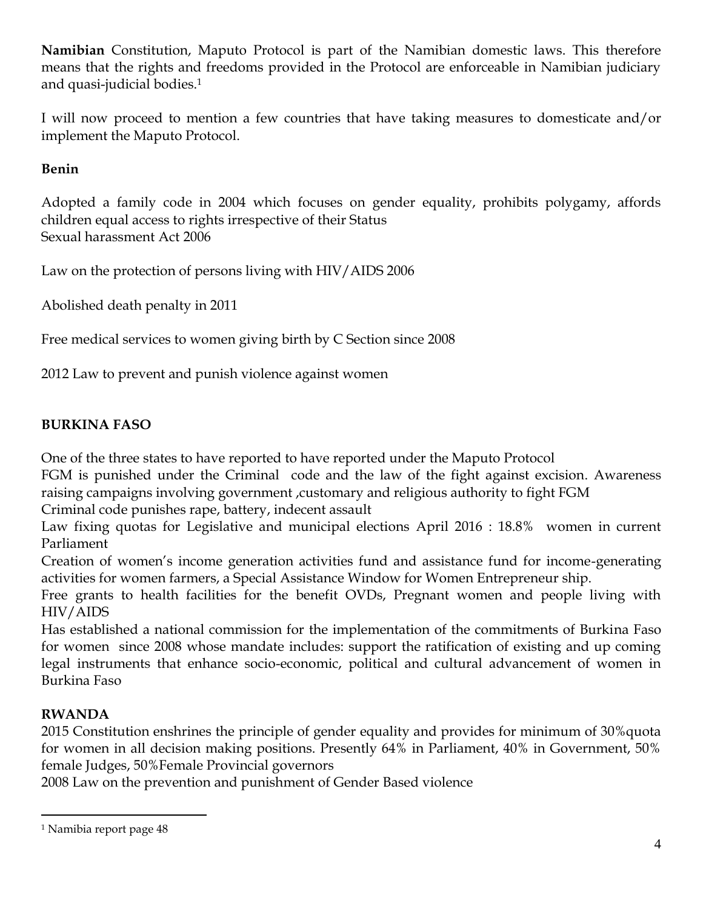**Namibian** Constitution, Maputo Protocol is part of the Namibian domestic laws. This therefore means that the rights and freedoms provided in the Protocol are enforceable in Namibian judiciary and quasi-judicial bodies.[1]

I will now proceed to mention a few countries that have taking measures to domesticate and/or implement the Maputo Protocol.

**Benin**

Adopted a family code in 2004 which focuses on gender equality, prohibits polygamy, affords children equal access to rights irrespective of their Status
Sexual harassment Act 2006

Law on the protection of persons living with HIV/AIDS 2006

Abolished death penalty in 2011

Free medical services to women giving birth by C Section since 2008

2012 Law to prevent and punish violence against women

**BURKINA FASO**

One of the three states to have reported to have reported under the Maputo Protocol
FGM is punished under the Criminal code and the law of the fight against excision. Awareness raising campaigns involving government ,customary and religious authority to fight FGM
Criminal code punishes rape, battery, indecent assault
Law fixing quotas for Legislative and municipal elections April 2016 : 18.8% women in current Parliament
Creation of women's income generation activities fund and assistance fund for income-generating activities for women farmers, a Special Assistance Window for Women Entrepreneur ship.
Free grants to health facilities for the benefit OVDs, Pregnant women and people living with HIV/AIDS
Has established a national commission for the implementation of the commitments of Burkina Faso for women since 2008 whose mandate includes: support the ratification of existing and up coming legal instruments that enhance socio-economic, political and cultural advancement of women in Burkina Faso

**RWANDA**

2015 Constitution enshrines the principle of gender equality and provides for minimum of 30%quota for women in all decision making positions. Presently 64% in Parliament, 40% in Government, 50% female Judges, 50%Female Provincial governors
2008 Law on the prevention and punishment of Gender Based violence

[1] Namibia report page 48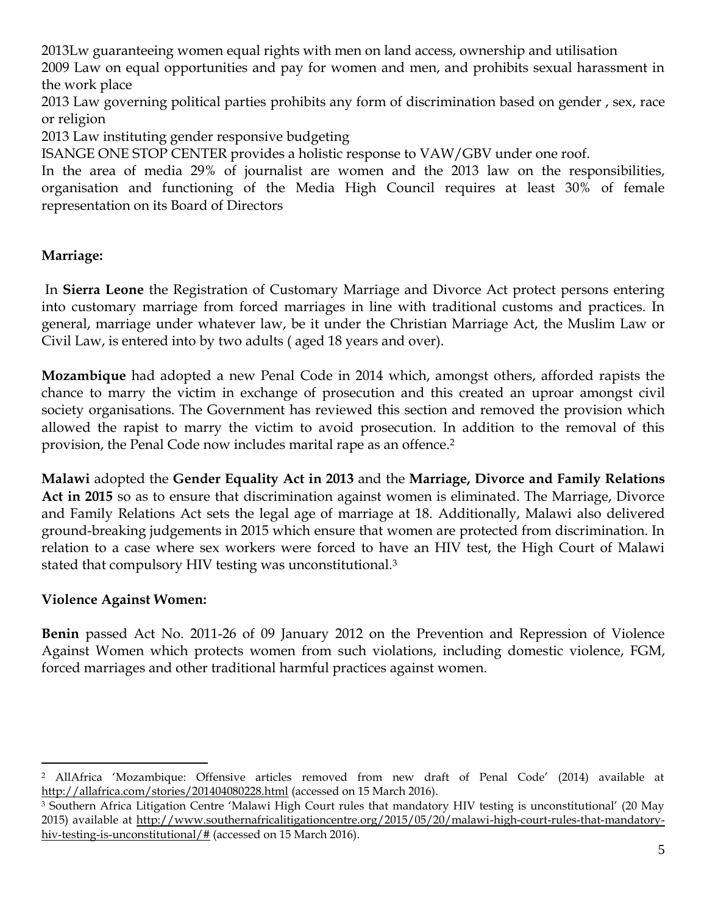2013Lw guaranteeing women equal rights with men on land access, ownership and utilisation
2009 Law on equal opportunities and pay for women and men, and prohibits sexual harassment in the work place
2013 Law governing political parties prohibits any form of discrimination based on gender , sex, race or religion
2013 Law instituting gender responsive budgeting
ISANGE ONE STOP CENTER provides a holistic response to VAW/GBV under one roof.
In the area of media 29% of journalist are women and the 2013 law on the responsibilities, organisation and functioning of the Media High Council requires at least 30% of female representation on its Board of Directors

**Marriage:**

In **Sierra Leone** the Registration of Customary Marriage and Divorce Act protect persons entering into customary marriage from forced marriages in line with traditional customs and practices. In general, marriage under whatever law, be it under the Christian Marriage Act, the Muslim Law or Civil Law, is entered into by two adults ( aged 18 years and over).

**Mozambique** had adopted a new Penal Code in 2014 which, amongst others, afforded rapists the chance to marry the victim in exchange of prosecution and this created an uproar amongst civil society organisations. The Government has reviewed this section and removed the provision which allowed the rapist to marry the victim to avoid prosecution. In addition to the removal of this provision, the Penal Code now includes marital rape as an offence.[2]

**Malawi** adopted the **Gender Equality Act in 2013** and the **Marriage, Divorce and Family Relations Act in 2015** so as to ensure that discrimination against women is eliminated. The Marriage, Divorce and Family Relations Act sets the legal age of marriage at 18. Additionally, Malawi also delivered ground-breaking judgements in 2015 which ensure that women are protected from discrimination. In relation to a case where sex workers were forced to have an HIV test, the High Court of Malawi stated that compulsory HIV testing was unconstitutional.[3]

**Violence Against Women:**

**Benin** passed Act No. 2011-26 of 09 January 2012 on the Prevention and Repression of Violence Against Women which protects women from such violations, including domestic violence, FGM, forced marriages and other traditional harmful practices against women.

---

[2] AllAfrica 'Mozambique: Offensive articles removed from new draft of Penal Code' (2014) available at http://allafrica.com/stories/201404080228.html (accessed on 15 March 2016).

[3] Southern Africa Litigation Centre 'Malawi High Court rules that mandatory HIV testing is unconstitutional' (20 May 2015) available at http://www.southernafricalitigationcentre.org/2015/05/20/malawi-high-court-rules-that-mandatory-hiv-testing-is-unconstitutional/# (accessed on 15 March 2016).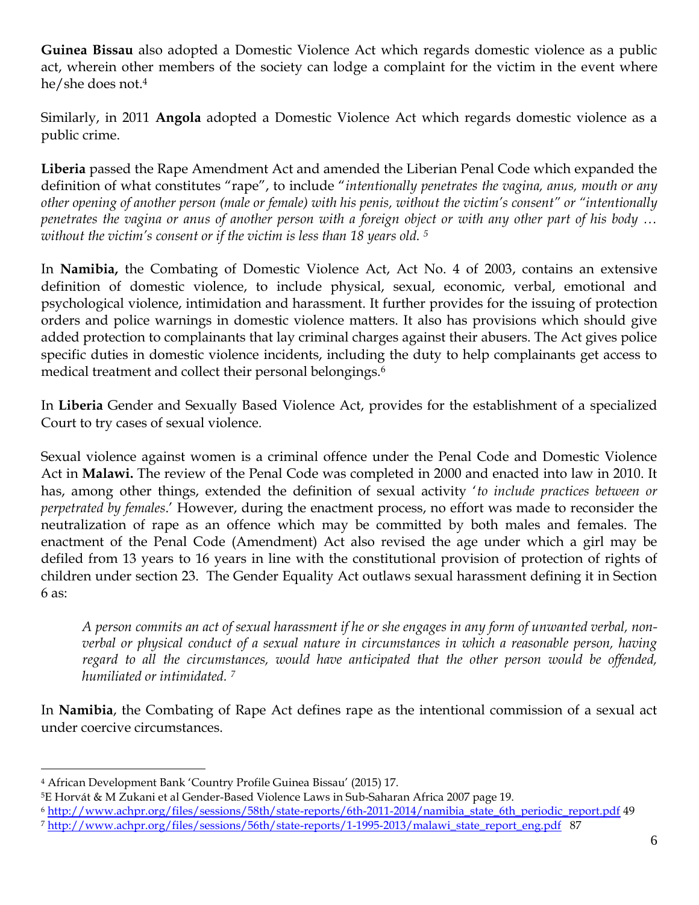**Guinea Bissau** also adopted a Domestic Violence Act which regards domestic violence as a public act, wherein other members of the society can lodge a complaint for the victim in the event where he/she does not.[4]

Similarly, in 2011 **Angola** adopted a Domestic Violence Act which regards domestic violence as a public crime.

**Liberia** passed the Rape Amendment Act and amended the Liberian Penal Code which expanded the definition of what constitutes "rape", to include "*intentionally penetrates the vagina, anus, mouth or any other opening of another person (male or female) with his penis, without the victim's consent" or "intentionally penetrates the vagina or anus of another person with a foreign object or with any other part of his body … without the victim's consent or if the victim is less than 18 years old.* [5]

In **Namibia,** the Combating of Domestic Violence Act, Act No. 4 of 2003, contains an extensive definition of domestic violence, to include physical, sexual, economic, verbal, emotional and psychological violence, intimidation and harassment. It further provides for the issuing of protection orders and police warnings in domestic violence matters. It also has provisions which should give added protection to complainants that lay criminal charges against their abusers. The Act gives police specific duties in domestic violence incidents, including the duty to help complainants get access to medical treatment and collect their personal belongings.[6]

In **Liberia** Gender and Sexually Based Violence Act, provides for the establishment of a specialized Court to try cases of sexual violence.

Sexual violence against women is a criminal offence under the Penal Code and Domestic Violence Act in **Malawi.** The review of the Penal Code was completed in 2000 and enacted into law in 2010. It has, among other things, extended the definition of sexual activity '*to include practices between or perpetrated by females*.' However, during the enactment process, no effort was made to reconsider the neutralization of rape as an offence which may be committed by both males and females. The enactment of the Penal Code (Amendment) Act also revised the age under which a girl may be defiled from 13 years to 16 years in line with the constitutional provision of protection of rights of children under section 23. The Gender Equality Act outlaws sexual harassment defining it in Section 6 as:

> *A person commits an act of sexual harassment if he or she engages in any form of unwanted verbal, non-verbal or physical conduct of a sexual nature in circumstances in which a reasonable person, having regard to all the circumstances, would have anticipated that the other person would be offended, humiliated or intimidated.* [7]

In **Namibia**, the Combating of Rape Act defines rape as the intentional commission of a sexual act under coercive circumstances.

---

[4] African Development Bank 'Country Profile Guinea Bissau' (2015) 17.

[5] E Horvát & M Zukani et al Gender-Based Violence Laws in Sub-Saharan Africa 2007 page 19.

[6] http://www.achpr.org/files/sessions/58th/state-reports/6th-2011-2014/namibia_state_6th_periodic_report.pdf 49

[7] http://www.achpr.org/files/sessions/56th/state-reports/1-1995-2013/malawi_state_report_eng.pdf 87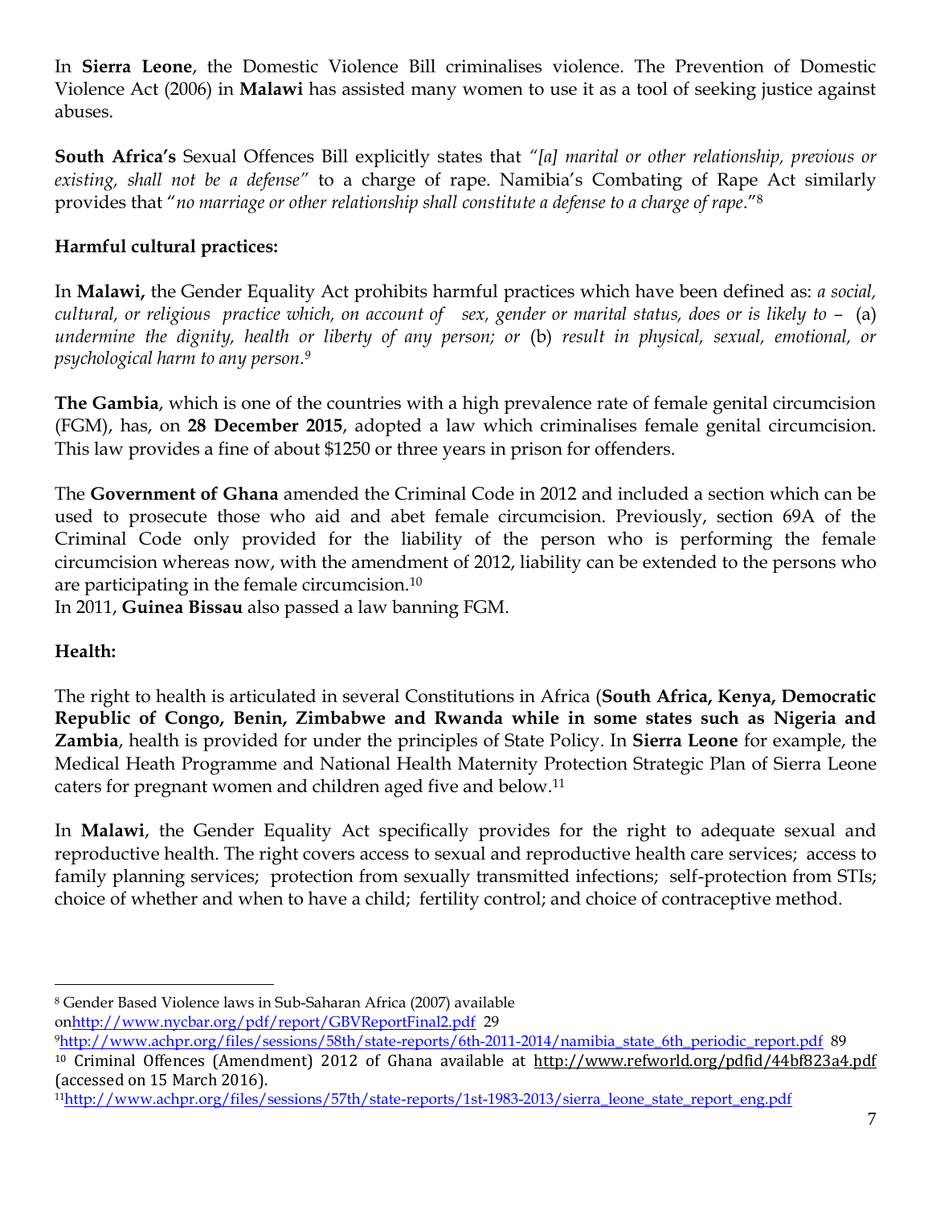In **Sierra Leone**, the Domestic Violence Bill criminalises violence. The Prevention of Domestic Violence Act (2006) in **Malawi** has assisted many women to use it as a tool of seeking justice against abuses.

**South Africa's** Sexual Offences Bill explicitly states that *"[a] marital or other relationship, previous or existing, shall not be a defense"* to a charge of rape. Namibia's Combating of Rape Act similarly provides that "*no marriage or other relationship shall constitute a defense to a charge of rape*."[8]

**Harmful cultural practices:**

In **Malawi,** the Gender Equality Act prohibits harmful practices which have been defined as: *a social, cultural, or religious practice which, on account of sex, gender or marital status, does or is likely to* – (a) *undermine the dignity, health or liberty of any person; or* (b) *result in physical, sexual, emotional, or psychological harm to any person.*[9]

**The Gambia**, which is one of the countries with a high prevalence rate of female genital circumcision (FGM), has, on **28 December 2015**, adopted a law which criminalises female genital circumcision. This law provides a fine of about $1250 or three years in prison for offenders.

The **Government of Ghana** amended the Criminal Code in 2012 and included a section which can be used to prosecute those who aid and abet female circumcision. Previously, section 69A of the Criminal Code only provided for the liability of the person who is performing the female circumcision whereas now, with the amendment of 2012, liability can be extended to the persons who are participating in the female circumcision.[10]
In 2011, **Guinea Bissau** also passed a law banning FGM.

**Health:**

The right to health is articulated in several Constitutions in Africa (**South Africa, Kenya, Democratic Republic of Congo, Benin, Zimbabwe and Rwanda while in some states such as Nigeria and Zambia**, health is provided for under the principles of State Policy. In **Sierra Leone** for example, the Medical Heath Programme and National Health Maternity Protection Strategic Plan of Sierra Leone caters for pregnant women and children aged five and below.[11]

In **Malawi**, the Gender Equality Act specifically provides for the right to adequate sexual and reproductive health. The right covers access to sexual and reproductive health care services; access to family planning services; protection from sexually transmitted infections; self-protection from STIs; choice of whether and when to have a child; fertility control; and choice of contraceptive method.

---

[8] Gender Based Violence laws in Sub-Saharan Africa (2007) available onhttp://www.nycbar.org/pdf/report/GBVReportFinal2.pdf 29

[9] http://www.achpr.org/files/sessions/58th/state-reports/6th-2011-2014/namibia_state_6th_periodic_report.pdf 89

[10] Criminal Offences (Amendment) 2012 of Ghana available at http://www.refworld.org/pdfid/44bf823a4.pdf (accessed on 15 March 2016).

[11] http://www.achpr.org/files/sessions/57th/state-reports/1st-1983-2013/sierra_leone_state_report_eng.pdf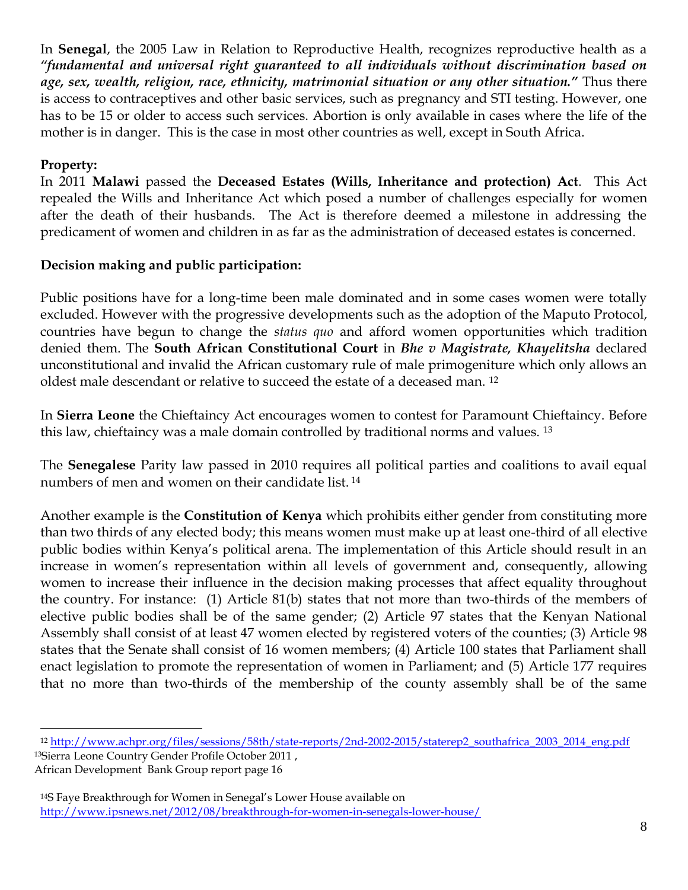In **Senegal**, the 2005 Law in Relation to Reproductive Health, recognizes reproductive health as a "***fundamental and universal right guaranteed to all individuals without discrimination based on age, sex, wealth, religion, race, ethnicity, matrimonial situation or any other situation.***" Thus there is access to contraceptives and other basic services, such as pregnancy and STI testing. However, one has to be 15 or older to access such services. Abortion is only available in cases where the life of the mother is in danger. This is the case in most other countries as well, except in South Africa.

**Property:**

In 2011 **Malawi** passed the **Deceased Estates (Wills, Inheritance and protection) Act**. This Act repealed the Wills and Inheritance Act which posed a number of challenges especially for women after the death of their husbands. The Act is therefore deemed a milestone in addressing the predicament of women and children in as far as the administration of deceased estates is concerned.

**Decision making and public participation:**

Public positions have for a long-time been male dominated and in some cases women were totally excluded. However with the progressive developments such as the adoption of the Maputo Protocol, countries have begun to change the *status quo* and afford women opportunities which tradition denied them. The **South African Constitutional Court** in ***Bhe v Magistrate, Khayelitsha*** declared unconstitutional and invalid the African customary rule of male primogeniture which only allows an oldest male descendant or relative to succeed the estate of a deceased man. [12]

In **Sierra Leone** the Chieftaincy Act encourages women to contest for Paramount Chieftaincy. Before this law, chieftaincy was a male domain controlled by traditional norms and values. [13]

The **Senegalese** Parity law passed in 2010 requires all political parties and coalitions to avail equal numbers of men and women on their candidate list. [14]

Another example is the **Constitution of Kenya** which prohibits either gender from constituting more than two thirds of any elected body; this means women must make up at least one-third of all elective public bodies within Kenya's political arena. The implementation of this Article should result in an increase in women's representation within all levels of government and, consequently, allowing women to increase their influence in the decision making processes that affect equality throughout the country. For instance: (1) Article 81(b) states that not more than two-thirds of the members of elective public bodies shall be of the same gender; (2) Article 97 states that the Kenyan National Assembly shall consist of at least 47 women elected by registered voters of the counties; (3) Article 98 states that the Senate shall consist of 16 women members; (4) Article 100 states that Parliament shall enact legislation to promote the representation of women in Parliament; and (5) Article 177 requires that no more than two-thirds of the membership of the county assembly shall be of the same

---

[12] http://www.achpr.org/files/sessions/58th/state-reports/2nd-2002-2015/staterep2_southafrica_2003_2014_eng.pdf

[13] Sierra Leone Country Gender Profile October 2011 , African Development Bank Group report page 16

[14] S Faye Breakthrough for Women in Senegal's Lower House available on http://www.ipsnews.net/2012/08/breakthrough-for-women-in-senegals-lower-house/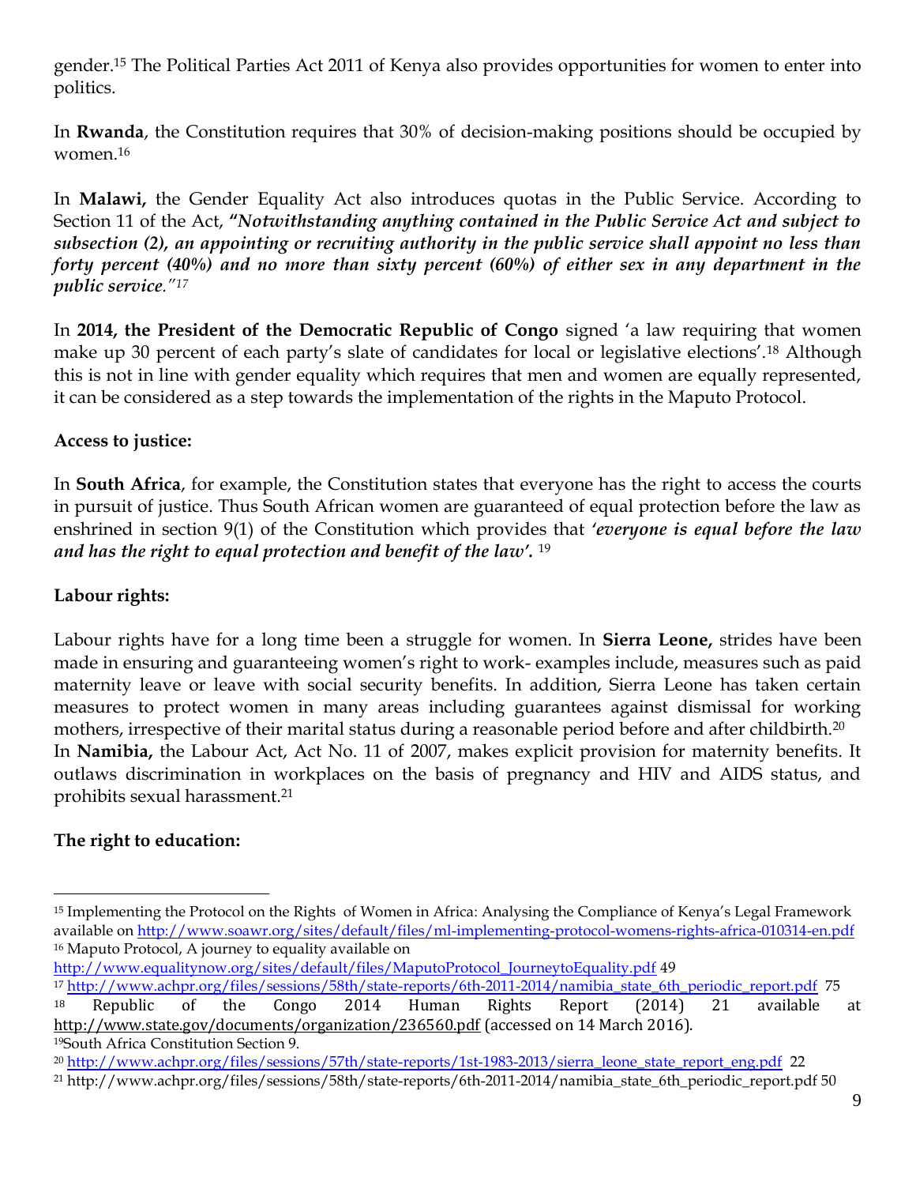gender.[15] The Political Parties Act 2011 of Kenya also provides opportunities for women to enter into politics.

In **Rwanda**, the Constitution requires that 30% of decision-making positions should be occupied by women.[16]

In **Malawi,** the Gender Equality Act also introduces quotas in the Public Service. According to Section 11 of the Act, **"*Notwithstanding anything contained in the Public Service Act and subject to subsection (2), an appointing or recruiting authority in the public service shall appoint no less than forty percent (40%) and no more than sixty percent (60%) of either sex in any department in the public service*.**"[17]

In **2014, the President of the Democratic Republic of Congo** signed 'a law requiring that women make up 30 percent of each party's slate of candidates for local or legislative elections'.[18] Although this is not in line with gender equality which requires that men and women are equally represented, it can be considered as a step towards the implementation of the rights in the Maputo Protocol.

**Access to justice:**

In **South Africa**, for example, the Constitution states that everyone has the right to access the courts in pursuit of justice. Thus South African women are guaranteed of equal protection before the law as enshrined in section 9(1) of the Constitution which provides that ***'everyone is equal before the law and has the right to equal protection and benefit of the law'.*** [19]

**Labour rights:**

Labour rights have for a long time been a struggle for women. In **Sierra Leone,** strides have been made in ensuring and guaranteeing women's right to work- examples include, measures such as paid maternity leave or leave with social security benefits. In addition, Sierra Leone has taken certain measures to protect women in many areas including guarantees against dismissal for working mothers, irrespective of their marital status during a reasonable period before and after childbirth.[20]

In **Namibia,** the Labour Act, Act No. 11 of 2007, makes explicit provision for maternity benefits. It outlaws discrimination in workplaces on the basis of pregnancy and HIV and AIDS status, and prohibits sexual harassment.[21]

**The right to education:**

---

[15] Implementing the Protocol on the Rights of Women in Africa: Analysing the Compliance of Kenya's Legal Framework available on http://www.soawr.org/sites/default/files/ml-implementing-protocol-womens-rights-africa-010314-en.pdf

[16] Maputo Protocol, A journey to equality available on http://www.equalitynow.org/sites/default/files/MaputoProtocol_JourneytoEquality.pdf 49

[17] http://www.achpr.org/files/sessions/58th/state-reports/6th-2011-2014/namibia_state_6th_periodic_report.pdf 75

[18] Republic of the Congo 2014 Human Rights Report (2014) 21 available at http://www.state.gov/documents/organization/236560.pdf (accessed on 14 March 2016).

[19] South Africa Constitution Section 9.

[20] http://www.achpr.org/files/sessions/57th/state-reports/1st-1983-2013/sierra_leone_state_report_eng.pdf 22

[21] http://www.achpr.org/files/sessions/58th/state-reports/6th-2011-2014/namibia_state_6th_periodic_report.pdf 50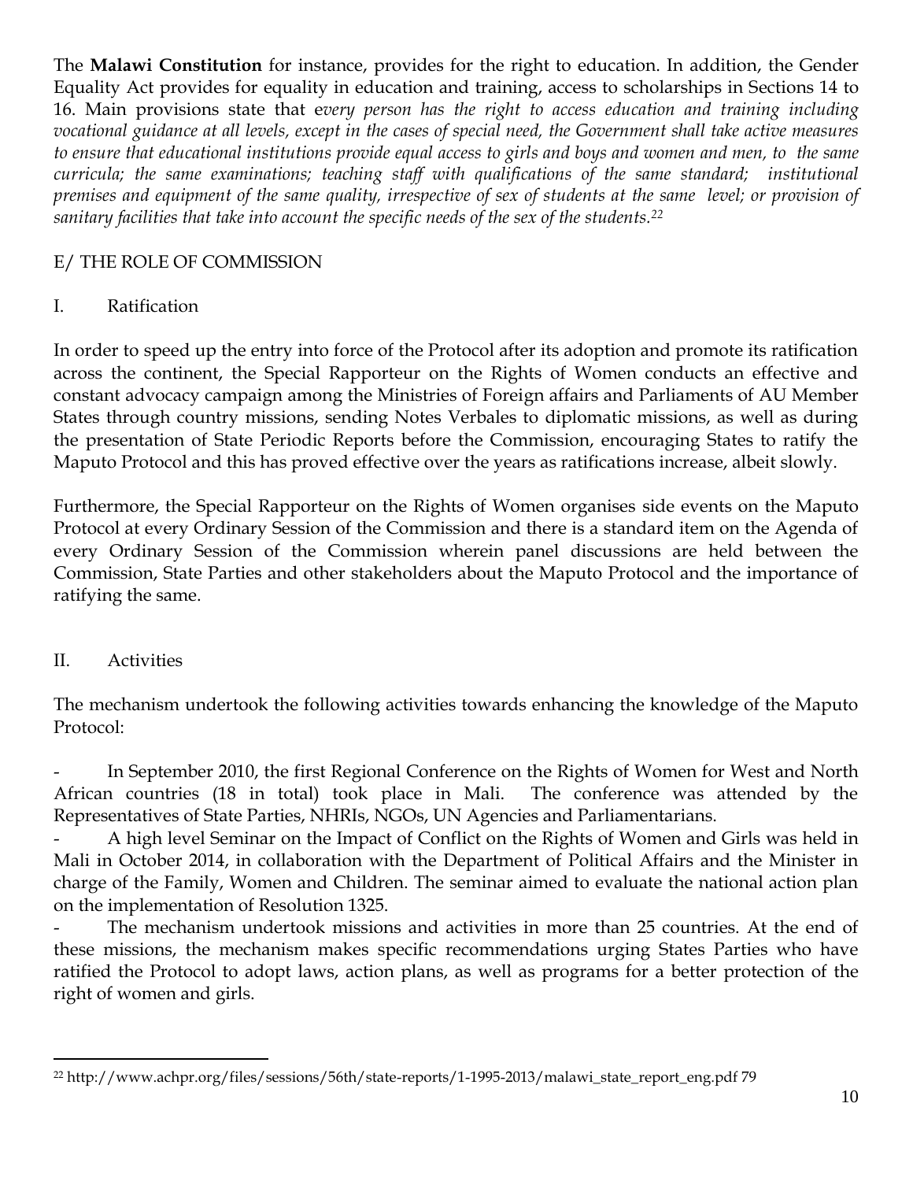The **Malawi Constitution** for instance, provides for the right to education. In addition, the Gender Equality Act provides for equality in education and training, access to scholarships in Sections 14 to 16. Main provisions state that e*very person has the right to access education and training including vocational guidance at all levels, except in the cases of special need, the Government shall take active measures to ensure that educational institutions provide equal access to girls and boys and women and men, to the same curricula; the same examinations; teaching staff with qualifications of the same standard; institutional premises and equipment of the same quality, irrespective of sex of students at the same level; or provision of sanitary facilities that take into account the specific needs of the sex of the students.*[22]

## E/ THE ROLE OF COMMISSION

### I. Ratification

In order to speed up the entry into force of the Protocol after its adoption and promote its ratification across the continent, the Special Rapporteur on the Rights of Women conducts an effective and constant advocacy campaign among the Ministries of Foreign affairs and Parliaments of AU Member States through country missions, sending Notes Verbales to diplomatic missions, as well as during the presentation of State Periodic Reports before the Commission, encouraging States to ratify the Maputo Protocol and this has proved effective over the years as ratifications increase, albeit slowly.

Furthermore, the Special Rapporteur on the Rights of Women organises side events on the Maputo Protocol at every Ordinary Session of the Commission and there is a standard item on the Agenda of every Ordinary Session of the Commission wherein panel discussions are held between the Commission, State Parties and other stakeholders about the Maputo Protocol and the importance of ratifying the same.

### II. Activities

The mechanism undertook the following activities towards enhancing the knowledge of the Maputo Protocol:

- In September 2010, the first Regional Conference on the Rights of Women for West and North African countries (18 in total) took place in Mali. The conference was attended by the Representatives of State Parties, NHRIs, NGOs, UN Agencies and Parliamentarians.
- A high level Seminar on the Impact of Conflict on the Rights of Women and Girls was held in Mali in October 2014, in collaboration with the Department of Political Affairs and the Minister in charge of the Family, Women and Children. The seminar aimed to evaluate the national action plan on the implementation of Resolution 1325.
- The mechanism undertook missions and activities in more than 25 countries. At the end of these missions, the mechanism makes specific recommendations urging States Parties who have ratified the Protocol to adopt laws, action plans, as well as programs for a better protection of the right of women and girls.

---

[22] http://www.achpr.org/files/sessions/56th/state-reports/1-1995-2013/malawi_state_report_eng.pdf 79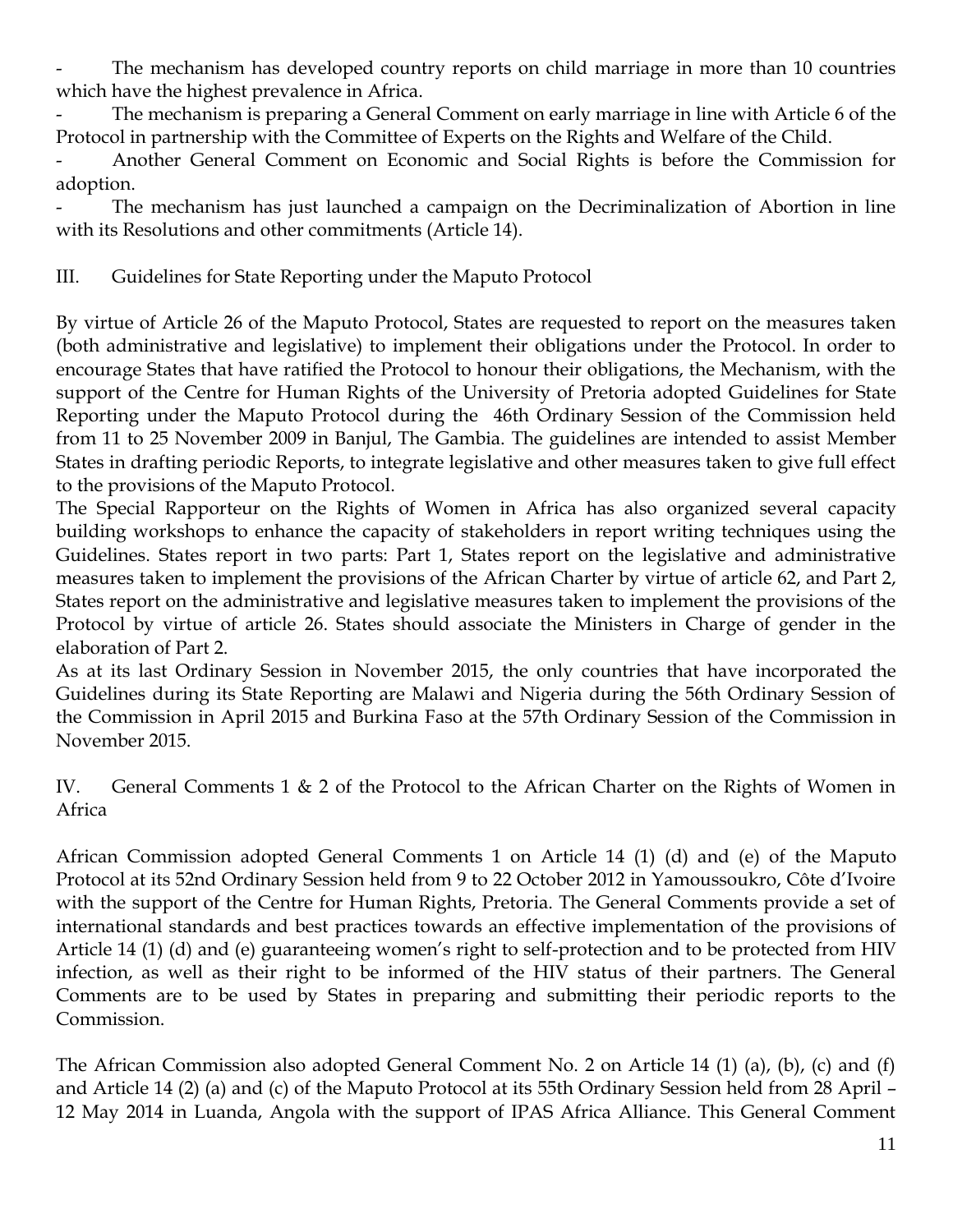- The mechanism has developed country reports on child marriage in more than 10 countries which have the highest prevalence in Africa.
- The mechanism is preparing a General Comment on early marriage in line with Article 6 of the Protocol in partnership with the Committee of Experts on the Rights and Welfare of the Child.
- Another General Comment on Economic and Social Rights is before the Commission for adoption.
- The mechanism has just launched a campaign on the Decriminalization of Abortion in line with its Resolutions and other commitments (Article 14).

## III. Guidelines for State Reporting under the Maputo Protocol

By virtue of Article 26 of the Maputo Protocol, States are requested to report on the measures taken (both administrative and legislative) to implement their obligations under the Protocol. In order to encourage States that have ratified the Protocol to honour their obligations, the Mechanism, with the support of the Centre for Human Rights of the University of Pretoria adopted Guidelines for State Reporting under the Maputo Protocol during the 46th Ordinary Session of the Commission held from 11 to 25 November 2009 in Banjul, The Gambia. The guidelines are intended to assist Member States in drafting periodic Reports, to integrate legislative and other measures taken to give full effect to the provisions of the Maputo Protocol.

The Special Rapporteur on the Rights of Women in Africa has also organized several capacity building workshops to enhance the capacity of stakeholders in report writing techniques using the Guidelines. States report in two parts: Part 1, States report on the legislative and administrative measures taken to implement the provisions of the African Charter by virtue of article 62, and Part 2, States report on the administrative and legislative measures taken to implement the provisions of the Protocol by virtue of article 26. States should associate the Ministers in Charge of gender in the elaboration of Part 2.

As at its last Ordinary Session in November 2015, the only countries that have incorporated the Guidelines during its State Reporting are Malawi and Nigeria during the 56th Ordinary Session of the Commission in April 2015 and Burkina Faso at the 57th Ordinary Session of the Commission in November 2015.

## IV. General Comments 1 & 2 of the Protocol to the African Charter on the Rights of Women in Africa

African Commission adopted General Comments 1 on Article 14 (1) (d) and (e) of the Maputo Protocol at its 52nd Ordinary Session held from 9 to 22 October 2012 in Yamoussoukro, Côte d'Ivoire with the support of the Centre for Human Rights, Pretoria. The General Comments provide a set of international standards and best practices towards an effective implementation of the provisions of Article 14 (1) (d) and (e) guaranteeing women's right to self-protection and to be protected from HIV infection, as well as their right to be informed of the HIV status of their partners. The General Comments are to be used by States in preparing and submitting their periodic reports to the Commission.

The African Commission also adopted General Comment No. 2 on Article 14 (1) (a), (b), (c) and (f) and Article 14 (2) (a) and (c) of the Maputo Protocol at its 55th Ordinary Session held from 28 April – 12 May 2014 in Luanda, Angola with the support of IPAS Africa Alliance. This General Comment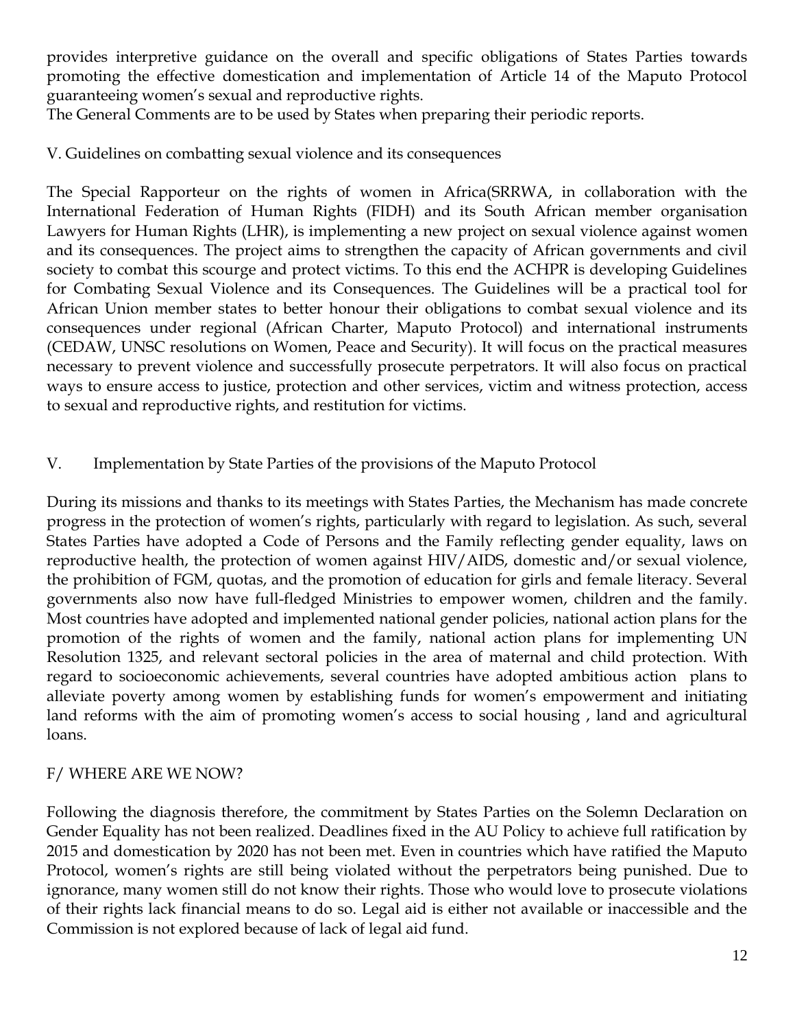provides interpretive guidance on the overall and specific obligations of States Parties towards promoting the effective domestication and implementation of Article 14 of the Maputo Protocol guaranteeing women's sexual and reproductive rights.
The General Comments are to be used by States when preparing their periodic reports.

### V. Guidelines on combatting sexual violence and its consequences

The Special Rapporteur on the rights of women in Africa(SRRWA, in collaboration with the International Federation of Human Rights (FIDH) and its South African member organisation Lawyers for Human Rights (LHR), is implementing a new project on sexual violence against women and its consequences. The project aims to strengthen the capacity of African governments and civil society to combat this scourge and protect victims. To this end the ACHPR is developing Guidelines for Combating Sexual Violence and its Consequences. The Guidelines will be a practical tool for African Union member states to better honour their obligations to combat sexual violence and its consequences under regional (African Charter, Maputo Protocol) and international instruments (CEDAW, UNSC resolutions on Women, Peace and Security). It will focus on the practical measures necessary to prevent violence and successfully prosecute perpetrators. It will also focus on practical ways to ensure access to justice, protection and other services, victim and witness protection, access to sexual and reproductive rights, and restitution for victims.

### V. Implementation by State Parties of the provisions of the Maputo Protocol

During its missions and thanks to its meetings with States Parties, the Mechanism has made concrete progress in the protection of women's rights, particularly with regard to legislation. As such, several States Parties have adopted a Code of Persons and the Family reflecting gender equality, laws on reproductive health, the protection of women against HIV/AIDS, domestic and/or sexual violence, the prohibition of FGM, quotas, and the promotion of education for girls and female literacy. Several governments also now have full-fledged Ministries to empower women, children and the family. Most countries have adopted and implemented national gender policies, national action plans for the promotion of the rights of women and the family, national action plans for implementing UN Resolution 1325, and relevant sectoral policies in the area of maternal and child protection. With regard to socioeconomic achievements, several countries have adopted ambitious action plans to alleviate poverty among women by establishing funds for women's empowerment and initiating land reforms with the aim of promoting women's access to social housing , land and agricultural loans.

## F/ WHERE ARE WE NOW?

Following the diagnosis therefore, the commitment by States Parties on the Solemn Declaration on Gender Equality has not been realized. Deadlines fixed in the AU Policy to achieve full ratification by 2015 and domestication by 2020 has not been met. Even in countries which have ratified the Maputo Protocol, women's rights are still being violated without the perpetrators being punished. Due to ignorance, many women still do not know their rights. Those who would love to prosecute violations of their rights lack financial means to do so. Legal aid is either not available or inaccessible and the Commission is not explored because of lack of legal aid fund.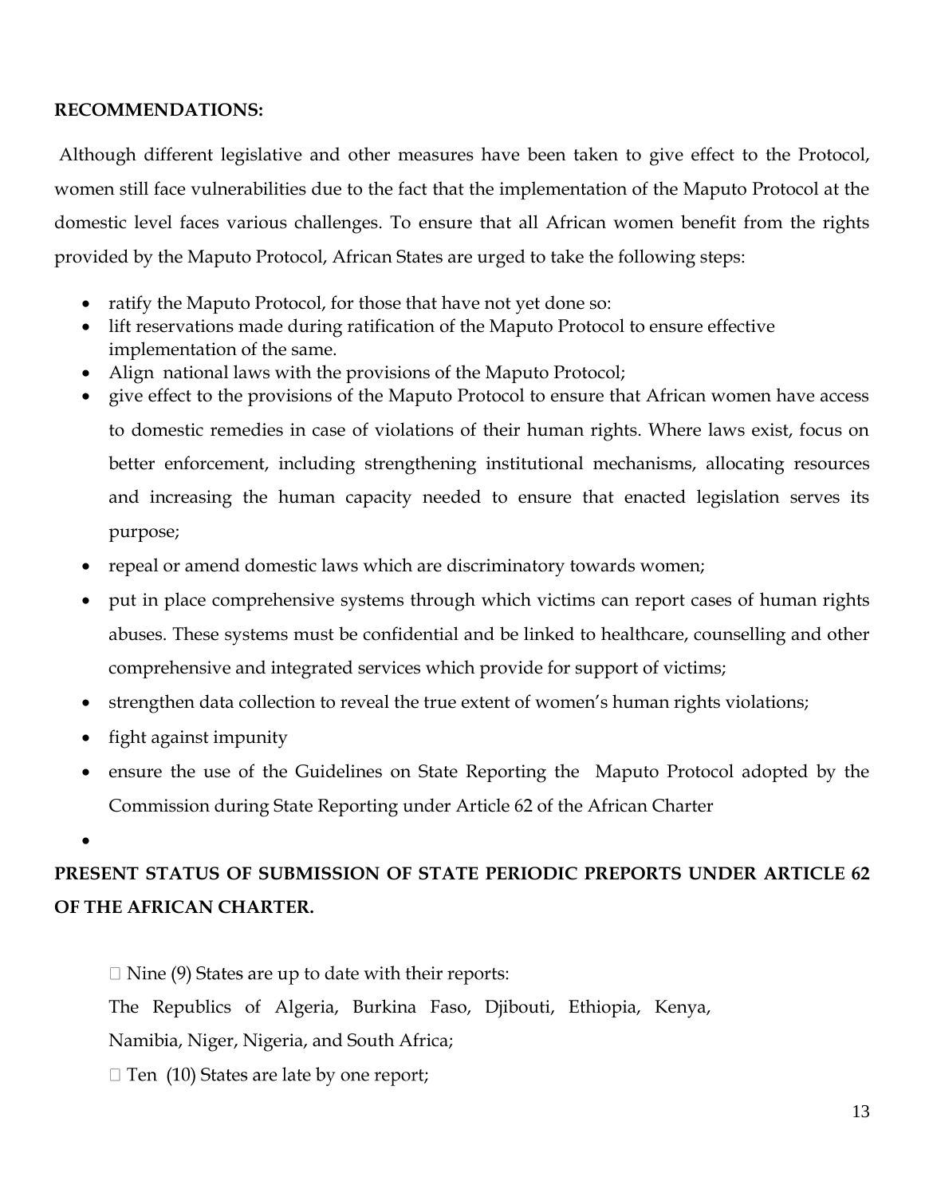**RECOMMENDATIONS:**

Although different legislative and other measures have been taken to give effect to the Protocol, women still face vulnerabilities due to the fact that the implementation of the Maputo Protocol at the domestic level faces various challenges. To ensure that all African women benefit from the rights provided by the Maputo Protocol, African States are urged to take the following steps:

- ratify the Maputo Protocol, for those that have not yet done so:
- lift reservations made during ratification of the Maputo Protocol to ensure effective implementation of the same.
- Align national laws with the provisions of the Maputo Protocol;
- give effect to the provisions of the Maputo Protocol to ensure that African women have access to domestic remedies in case of violations of their human rights. Where laws exist, focus on better enforcement, including strengthening institutional mechanisms, allocating resources and increasing the human capacity needed to ensure that enacted legislation serves its purpose;
- repeal or amend domestic laws which are discriminatory towards women;
- put in place comprehensive systems through which victims can report cases of human rights abuses. These systems must be confidential and be linked to healthcare, counselling and other comprehensive and integrated services which provide for support of victims;
- strengthen data collection to reveal the true extent of women's human rights violations;
- fight against impunity
- ensure the use of the Guidelines on State Reporting the Maputo Protocol adopted by the Commission during State Reporting under Article 62 of the African Charter

**PRESENT STATUS OF SUBMISSION OF STATE PERIODIC PREPORTS UNDER ARTICLE 62 OF THE AFRICAN CHARTER.**

- Nine (9) States are up to date with their reports:

  The Republics of Algeria, Burkina Faso, Djibouti, Ethiopia, Kenya, Namibia, Niger, Nigeria, and South Africa;

- Ten (10) States are late by one report;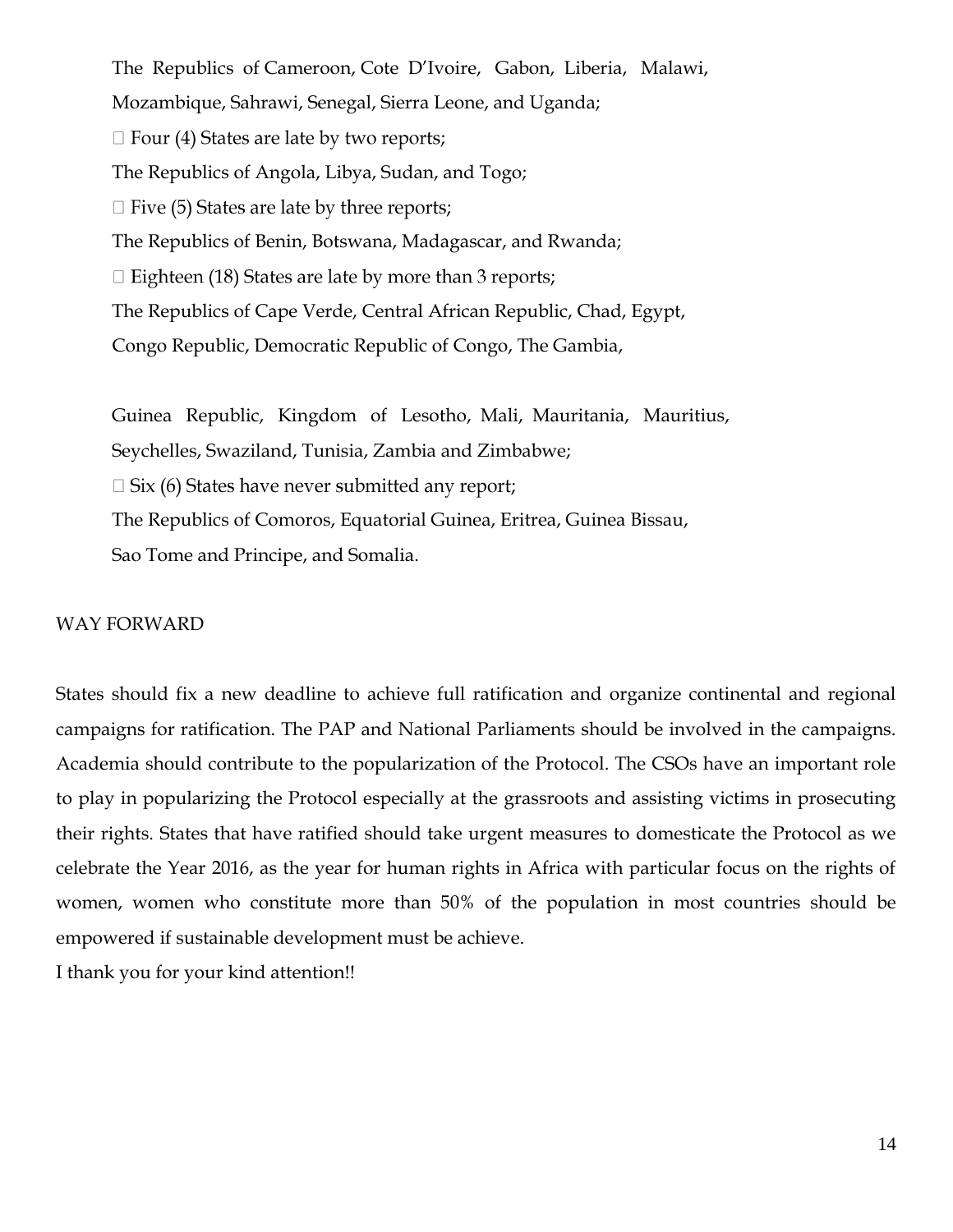The Republics of Cameroon, Cote D'Ivoire, Gabon, Liberia, Malawi, Mozambique, Sahrawi, Senegal, Sierra Leone, and Uganda;

- Four (4) States are late by two reports;

The Republics of Angola, Libya, Sudan, and Togo;

- Five (5) States are late by three reports;

The Republics of Benin, Botswana, Madagascar, and Rwanda;

- Eighteen (18) States are late by more than 3 reports;

The Republics of Cape Verde, Central African Republic, Chad, Egypt, Congo Republic, Democratic Republic of Congo, The Gambia,

Guinea Republic, Kingdom of Lesotho, Mali, Mauritania, Mauritius, Seychelles, Swaziland, Tunisia, Zambia and Zimbabwe;

- Six (6) States have never submitted any report;

The Republics of Comoros, Equatorial Guinea, Eritrea, Guinea Bissau, Sao Tome and Principe, and Somalia.

## WAY FORWARD

States should fix a new deadline to achieve full ratification and organize continental and regional campaigns for ratification. The PAP and National Parliaments should be involved in the campaigns. Academia should contribute to the popularization of the Protocol. The CSOs have an important role to play in popularizing the Protocol especially at the grassroots and assisting victims in prosecuting their rights. States that have ratified should take urgent measures to domesticate the Protocol as we celebrate the Year 2016, as the year for human rights in Africa with particular focus on the rights of women, women who constitute more than 50% of the population in most countries should be empowered if sustainable development must be achieve.

I thank you for your kind attention!!